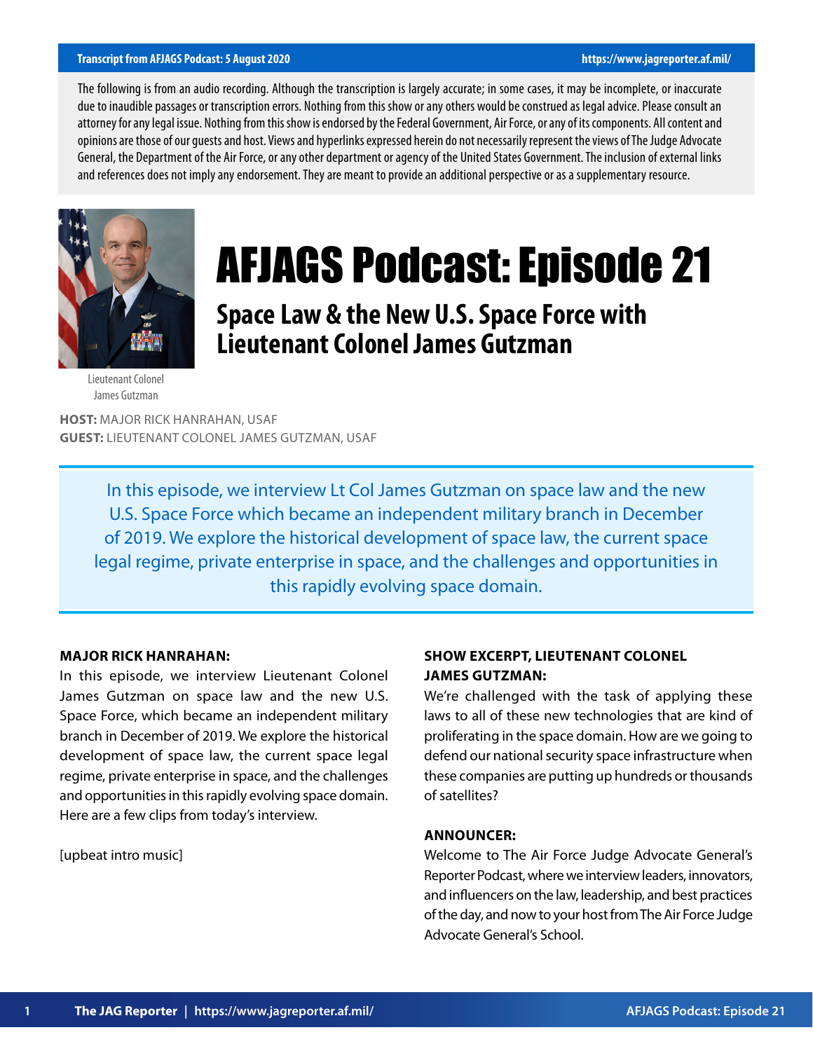The following is from an audio recording. Although the transcription is largely accurate; in some cases, it may be incomplete, or inaccurate due to inaudible passages or transcription errors. Nothing from this show or any others would be construed as legal advice. Please consult an attorney for any legal issue. Nothing from this show is endorsed by the Federal Government, Air Force, or any of its components. All content and opinions are those of our guests and host. Views and hyperlinks expressed herein do not necessarily represent the views of The Judge Advocate General, the Department of the Air Force, or any other department or agency of the United States Government. The inclusion of external links and references does not imply any endorsement. They are meant to provide an additional perspective or as a supplementary resource.

Lieutenant Colonel James Gutzman

# AFJAGS Podcast: Episode 21

## Space Law & the New U.S. Space Force with Lieutenant Colonel James Gutzman

**HOST:** MAJOR RICK HANRAHAN, USAF
**GUEST:** LIEUTENANT COLONEL JAMES GUTZMAN, USAF

In this episode, we interview Lt Col James Gutzman on space law and the new U.S. Space Force which became an independent military branch in December of 2019. We explore the historical development of space law, the current space legal regime, private enterprise in space, and the challenges and opportunities in this rapidly evolving space domain.

**MAJOR RICK HANRAHAN:**
In this episode, we interview Lieutenant Colonel James Gutzman on space law and the new U.S. Space Force, which became an independent military branch in December of 2019. We explore the historical development of space law, the current space legal regime, private enterprise in space, and the challenges and opportunities in this rapidly evolving space domain. Here are a few clips from today's interview.

[upbeat intro music]

**SHOW EXCERPT, LIEUTENANT COLONEL JAMES GUTZMAN:**
We're challenged with the task of applying these laws to all of these new technologies that are kind of proliferating in the space domain. How are we going to defend our national security space infrastructure when these companies are putting up hundreds or thousands of satellites?

**ANNOUNCER:**
Welcome to The Air Force Judge Advocate General's Reporter Podcast, where we interview leaders, innovators, and influencers on the law, leadership, and best practices of the day, and now to your host from The Air Force Judge Advocate General's School.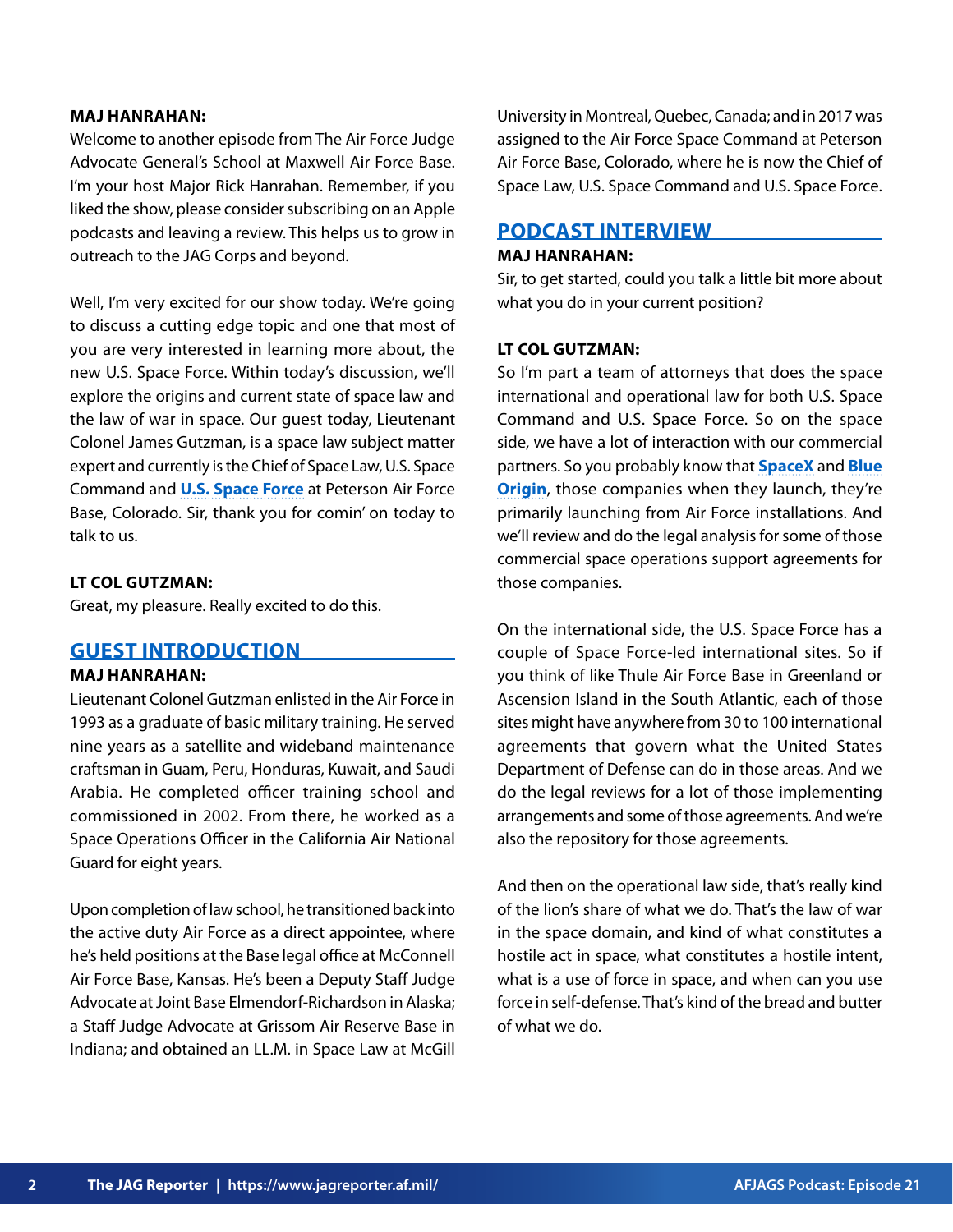**MAJ HANRAHAN:**
Welcome to another episode from The Air Force Judge Advocate General's School at Maxwell Air Force Base. I'm your host Major Rick Hanrahan. Remember, if you liked the show, please consider subscribing on an Apple podcasts and leaving a review. This helps us to grow in outreach to the JAG Corps and beyond.

Well, I'm very excited for our show today. We're going to discuss a cutting edge topic and one that most of you are very interested in learning more about, the new U.S. Space Force. Within today's discussion, we'll explore the origins and current state of space law and the law of war in space. Our guest today, Lieutenant Colonel James Gutzman, is a space law subject matter expert and currently is the Chief of Space Law, U.S. Space Command and **U.S. Space Force** at Peterson Air Force Base, Colorado. Sir, thank you for comin' on today to talk to us.

**LT COL GUTZMAN:**
Great, my pleasure. Really excited to do this.

## GUEST INTRODUCTION

**MAJ HANRAHAN:**
Lieutenant Colonel Gutzman enlisted in the Air Force in 1993 as a graduate of basic military training. He served nine years as a satellite and wideband maintenance craftsman in Guam, Peru, Honduras, Kuwait, and Saudi Arabia. He completed officer training school and commissioned in 2002. From there, he worked as a Space Operations Officer in the California Air National Guard for eight years.

Upon completion of law school, he transitioned back into the active duty Air Force as a direct appointee, where he's held positions at the Base legal office at McConnell Air Force Base, Kansas. He's been a Deputy Staff Judge Advocate at Joint Base Elmendorf-Richardson in Alaska; a Staff Judge Advocate at Grissom Air Reserve Base in Indiana; and obtained an LL.M. in Space Law at McGill University in Montreal, Quebec, Canada; and in 2017 was assigned to the Air Force Space Command at Peterson Air Force Base, Colorado, where he is now the Chief of Space Law, U.S. Space Command and U.S. Space Force.

## PODCAST INTERVIEW

**MAJ HANRAHAN:**
Sir, to get started, could you talk a little bit more about what you do in your current position?

**LT COL GUTZMAN:**
So I'm part a team of attorneys that does the space international and operational law for both U.S. Space Command and U.S. Space Force. So on the space side, we have a lot of interaction with our commercial partners. So you probably know that **SpaceX** and **Blue Origin**, those companies when they launch, they're primarily launching from Air Force installations. And we'll review and do the legal analysis for some of those commercial space operations support agreements for those companies.

On the international side, the U.S. Space Force has a couple of Space Force-led international sites. So if you think of like Thule Air Force Base in Greenland or Ascension Island in the South Atlantic, each of those sites might have anywhere from 30 to 100 international agreements that govern what the United States Department of Defense can do in those areas. And we do the legal reviews for a lot of those implementing arrangements and some of those agreements. And we're also the repository for those agreements.

And then on the operational law side, that's really kind of the lion's share of what we do. That's the law of war in the space domain, and kind of what constitutes a hostile act in space, what constitutes a hostile intent, what is a use of force in space, and when can you use force in self-defense. That's kind of the bread and butter of what we do.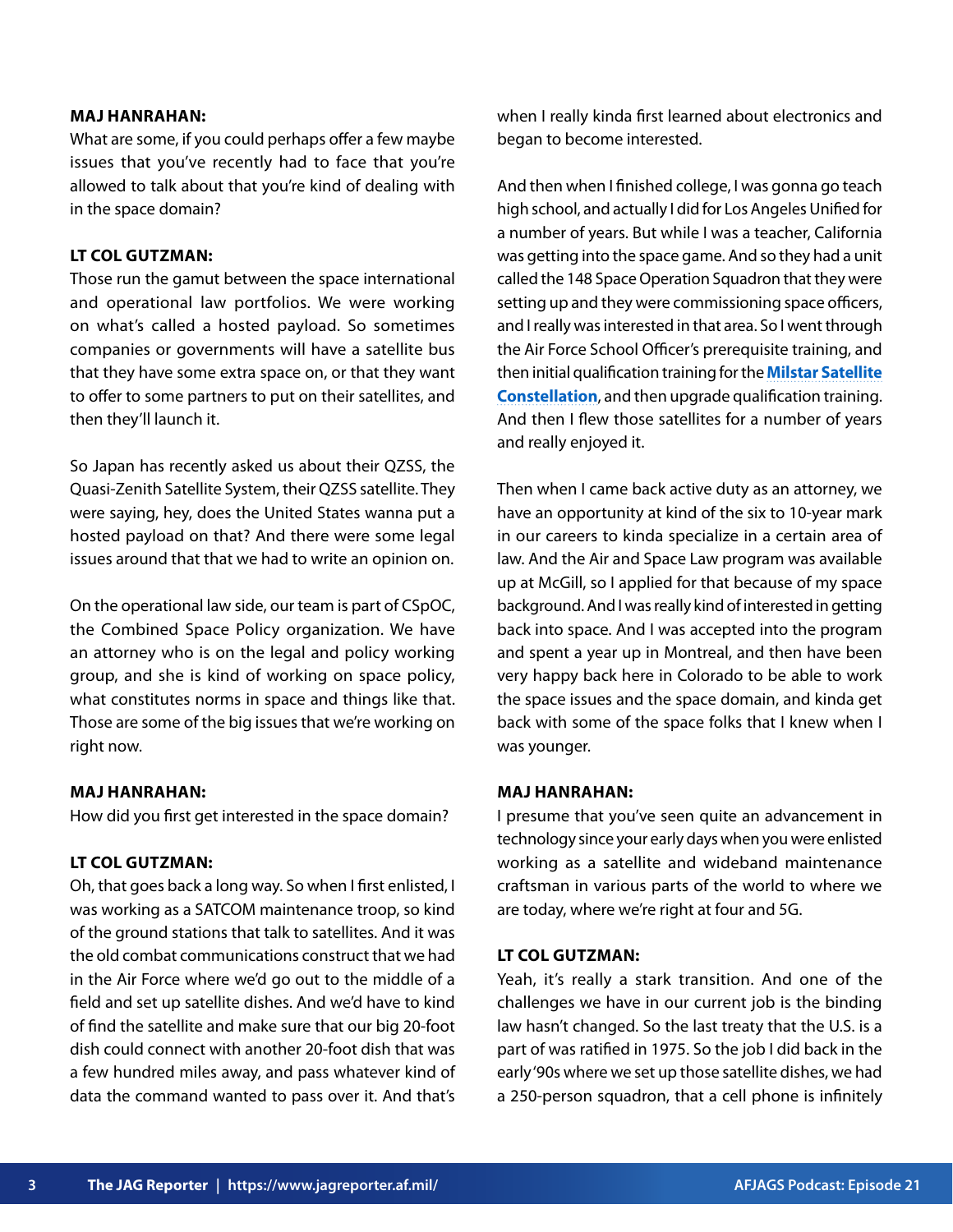**MAJ HANRAHAN:**
What are some, if you could perhaps offer a few maybe issues that you've recently had to face that you're allowed to talk about that you're kind of dealing with in the space domain?

**LT COL GUTZMAN:**
Those run the gamut between the space international and operational law portfolios. We were working on what's called a hosted payload. So sometimes companies or governments will have a satellite bus that they have some extra space on, or that they want to offer to some partners to put on their satellites, and then they'll launch it.

So Japan has recently asked us about their QZSS, the Quasi-Zenith Satellite System, their QZSS satellite. They were saying, hey, does the United States wanna put a hosted payload on that? And there were some legal issues around that that we had to write an opinion on.

On the operational law side, our team is part of CSpOC, the Combined Space Policy organization. We have an attorney who is on the legal and policy working group, and she is kind of working on space policy, what constitutes norms in space and things like that. Those are some of the big issues that we're working on right now.

**MAJ HANRAHAN:**
How did you first get interested in the space domain?

**LT COL GUTZMAN:**
Oh, that goes back a long way. So when I first enlisted, I was working as a SATCOM maintenance troop, so kind of the ground stations that talk to satellites. And it was the old combat communications construct that we had in the Air Force where we'd go out to the middle of a field and set up satellite dishes. And we'd have to kind of find the satellite and make sure that our big 20-foot dish could connect with another 20-foot dish that was a few hundred miles away, and pass whatever kind of data the command wanted to pass over it. And that's when I really kinda first learned about electronics and began to become interested.

And then when I finished college, I was gonna go teach high school, and actually I did for Los Angeles Unified for a number of years. But while I was a teacher, California was getting into the space game. And so they had a unit called the 148 Space Operation Squadron that they were setting up and they were commissioning space officers, and I really was interested in that area. So I went through the Air Force School Officer's prerequisite training, and then initial qualification training for the **Milstar Satellite Constellation**, and then upgrade qualification training. And then I flew those satellites for a number of years and really enjoyed it.

Then when I came back active duty as an attorney, we have an opportunity at kind of the six to 10-year mark in our careers to kinda specialize in a certain area of law. And the Air and Space Law program was available up at McGill, so I applied for that because of my space background. And I was really kind of interested in getting back into space. And I was accepted into the program and spent a year up in Montreal, and then have been very happy back here in Colorado to be able to work the space issues and the space domain, and kinda get back with some of the space folks that I knew when I was younger.

**MAJ HANRAHAN:**
I presume that you've seen quite an advancement in technology since your early days when you were enlisted working as a satellite and wideband maintenance craftsman in various parts of the world to where we are today, where we're right at four and 5G.

**LT COL GUTZMAN:**
Yeah, it's really a stark transition. And one of the challenges we have in our current job is the binding law hasn't changed. So the last treaty that the U.S. is a part of was ratified in 1975. So the job I did back in the early '90s where we set up those satellite dishes, we had a 250-person squadron, that a cell phone is infinitely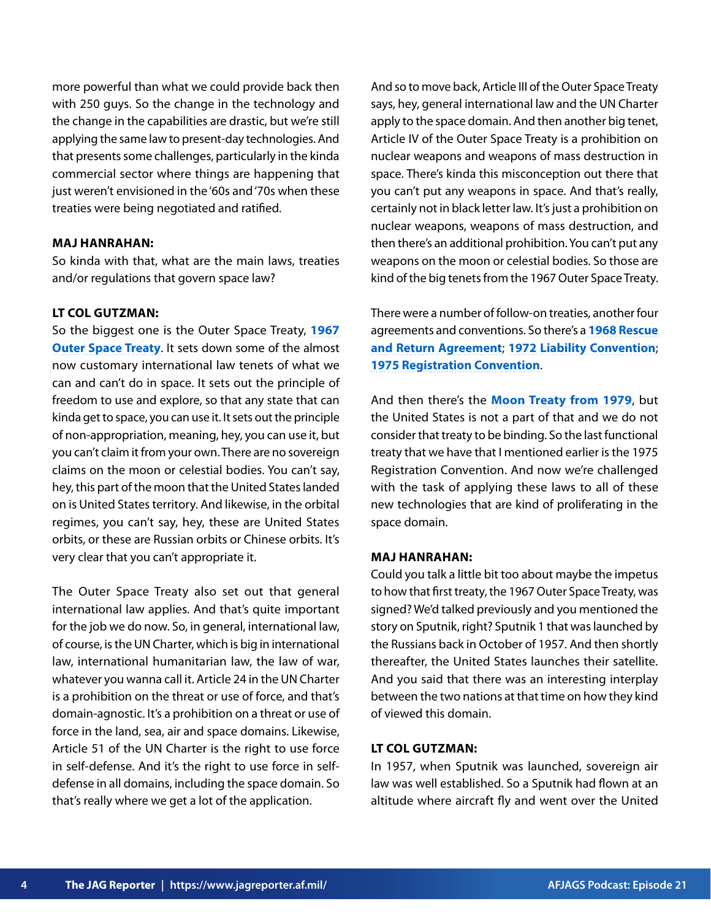more powerful than what we could provide back then with 250 guys. So the change in the technology and the change in the capabilities are drastic, but we're still applying the same law to present-day technologies. And that presents some challenges, particularly in the kinda commercial sector where things are happening that just weren't envisioned in the '60s and '70s when these treaties were being negotiated and ratified.

**MAJ HANRAHAN:**
So kinda with that, what are the main laws, treaties and/or regulations that govern space law?

**LT COL GUTZMAN:**
So the biggest one is the Outer Space Treaty, **1967 Outer Space Treaty**. It sets down some of the almost now customary international law tenets of what we can and can't do in space. It sets out the principle of freedom to use and explore, so that any state that can kinda get to space, you can use it. It sets out the principle of non-appropriation, meaning, hey, you can use it, but you can't claim it from your own. There are no sovereign claims on the moon or celestial bodies. You can't say, hey, this part of the moon that the United States landed on is United States territory. And likewise, in the orbital regimes, you can't say, hey, these are United States orbits, or these are Russian orbits or Chinese orbits. It's very clear that you can't appropriate it.

The Outer Space Treaty also set out that general international law applies. And that's quite important for the job we do now. So, in general, international law, of course, is the UN Charter, which is big in international law, international humanitarian law, the law of war, whatever you wanna call it. Article 24 in the UN Charter is a prohibition on the threat or use of force, and that's domain-agnostic. It's a prohibition on a threat or use of force in the land, sea, air and space domains. Likewise, Article 51 of the UN Charter is the right to use force in self-defense. And it's the right to use force in self-defense in all domains, including the space domain. So that's really where we get a lot of the application.

And so to move back, Article III of the Outer Space Treaty says, hey, general international law and the UN Charter apply to the space domain. And then another big tenet, Article IV of the Outer Space Treaty is a prohibition on nuclear weapons and weapons of mass destruction in space. There's kinda this misconception out there that you can't put any weapons in space. And that's really, certainly not in black letter law. It's just a prohibition on nuclear weapons, weapons of mass destruction, and then there's an additional prohibition. You can't put any weapons on the moon or celestial bodies. So those are kind of the big tenets from the 1967 Outer Space Treaty.

There were a number of follow-on treaties, another four agreements and conventions. So there's a **1968 Rescue and Return Agreement**; **1972 Liability Convention**; **1975 Registration Convention**.

And then there's the **Moon Treaty from 1979**, but the United States is not a part of that and we do not consider that treaty to be binding. So the last functional treaty that we have that I mentioned earlier is the 1975 Registration Convention. And now we're challenged with the task of applying these laws to all of these new technologies that are kind of proliferating in the space domain.

**MAJ HANRAHAN:**
Could you talk a little bit too about maybe the impetus to how that first treaty, the 1967 Outer Space Treaty, was signed? We'd talked previously and you mentioned the story on Sputnik, right? Sputnik 1 that was launched by the Russians back in October of 1957. And then shortly thereafter, the United States launches their satellite. And you said that there was an interesting interplay between the two nations at that time on how they kind of viewed this domain.

**LT COL GUTZMAN:**
In 1957, when Sputnik was launched, sovereign air law was well established. So a Sputnik had flown at an altitude where aircraft fly and went over the United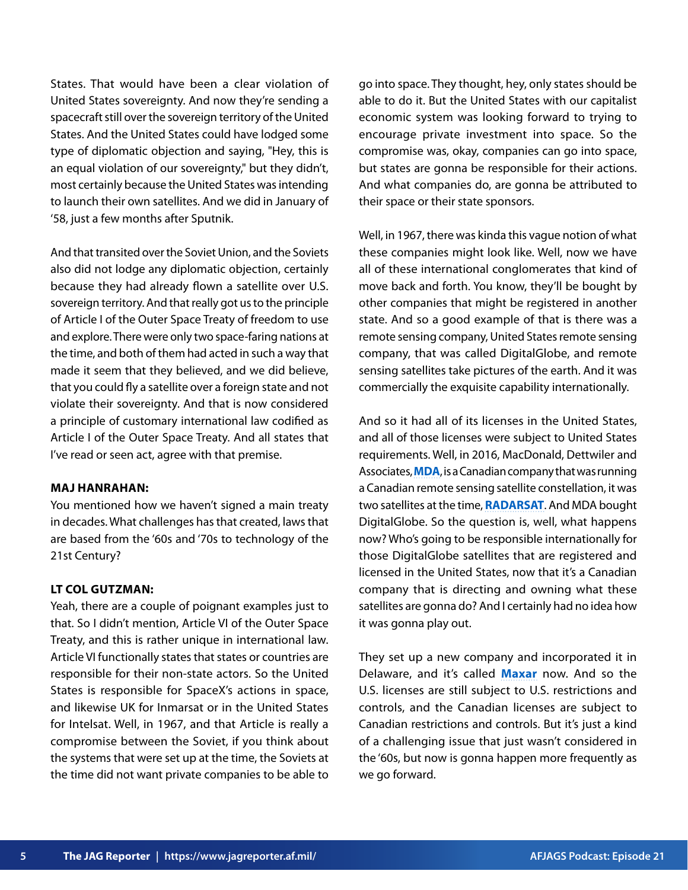States. That would have been a clear violation of United States sovereignty. And now they're sending a spacecraft still over the sovereign territory of the United States. And the United States could have lodged some type of diplomatic objection and saying, "Hey, this is an equal violation of our sovereignty," but they didn't, most certainly because the United States was intending to launch their own satellites. And we did in January of '58, just a few months after Sputnik.

And that transited over the Soviet Union, and the Soviets also did not lodge any diplomatic objection, certainly because they had already flown a satellite over U.S. sovereign territory. And that really got us to the principle of Article I of the Outer Space Treaty of freedom to use and explore. There were only two space-faring nations at the time, and both of them had acted in such a way that made it seem that they believed, and we did believe, that you could fly a satellite over a foreign state and not violate their sovereignty. And that is now considered a principle of customary international law codified as Article I of the Outer Space Treaty. And all states that I've read or seen act, agree with that premise.

**MAJ HANRAHAN:**
You mentioned how we haven't signed a main treaty in decades. What challenges has that created, laws that are based from the '60s and '70s to technology of the 21st Century?

**LT COL GUTZMAN:**
Yeah, there are a couple of poignant examples just to that. So I didn't mention, Article VI of the Outer Space Treaty, and this is rather unique in international law. Article VI functionally states that states or countries are responsible for their non-state actors. So the United States is responsible for SpaceX's actions in space, and likewise UK for Inmarsat or in the United States for Intelsat. Well, in 1967, and that Article is really a compromise between the Soviet, if you think about the systems that were set up at the time, the Soviets at the time did not want private companies to be able to go into space. They thought, hey, only states should be able to do it. But the United States with our capitalist economic system was looking forward to trying to encourage private investment into space. So the compromise was, okay, companies can go into space, but states are gonna be responsible for their actions. And what companies do, are gonna be attributed to their space or their state sponsors.

Well, in 1967, there was kinda this vague notion of what these companies might look like. Well, now we have all of these international conglomerates that kind of move back and forth. You know, they'll be bought by other companies that might be registered in another state. And so a good example of that is there was a remote sensing company, United States remote sensing company, that was called DigitalGlobe, and remote sensing satellites take pictures of the earth. And it was commercially the exquisite capability internationally.

And so it had all of its licenses in the United States, and all of those licenses were subject to United States requirements. Well, in 2016, MacDonald, Dettwiler and Associates, **MDA**, is a Canadian company that was running a Canadian remote sensing satellite constellation, it was two satellites at the time, **RADARSAT**. And MDA bought DigitalGlobe. So the question is, well, what happens now? Who's going to be responsible internationally for those DigitalGlobe satellites that are registered and licensed in the United States, now that it's a Canadian company that is directing and owning what these satellites are gonna do? And I certainly had no idea how it was gonna play out.

They set up a new company and incorporated it in Delaware, and it's called **Maxar** now. And so the U.S. licenses are still subject to U.S. restrictions and controls, and the Canadian licenses are subject to Canadian restrictions and controls. But it's just a kind of a challenging issue that just wasn't considered in the '60s, but now is gonna happen more frequently as we go forward.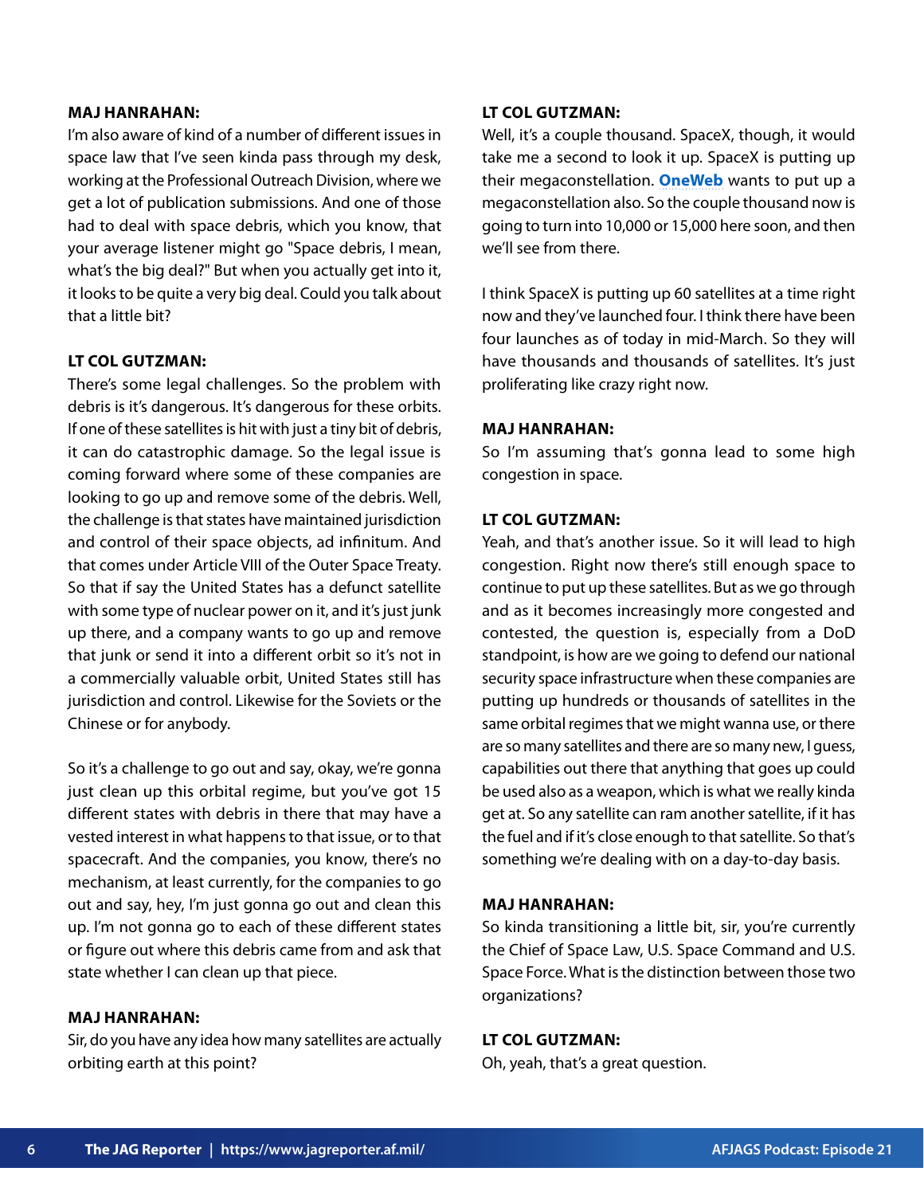**MAJ HANRAHAN:**
I'm also aware of kind of a number of different issues in space law that I've seen kinda pass through my desk, working at the Professional Outreach Division, where we get a lot of publication submissions. And one of those had to deal with space debris, which you know, that your average listener might go "Space debris, I mean, what's the big deal?" But when you actually get into it, it looks to be quite a very big deal. Could you talk about that a little bit?

**LT COL GUTZMAN:**
There's some legal challenges. So the problem with debris is it's dangerous. It's dangerous for these orbits. If one of these satellites is hit with just a tiny bit of debris, it can do catastrophic damage. So the legal issue is coming forward where some of these companies are looking to go up and remove some of the debris. Well, the challenge is that states have maintained jurisdiction and control of their space objects, ad infinitum. And that comes under Article VIII of the Outer Space Treaty. So that if say the United States has a defunct satellite with some type of nuclear power on it, and it's just junk up there, and a company wants to go up and remove that junk or send it into a different orbit so it's not in a commercially valuable orbit, United States still has jurisdiction and control. Likewise for the Soviets or the Chinese or for anybody.

So it's a challenge to go out and say, okay, we're gonna just clean up this orbital regime, but you've got 15 different states with debris in there that may have a vested interest in what happens to that issue, or to that spacecraft. And the companies, you know, there's no mechanism, at least currently, for the companies to go out and say, hey, I'm just gonna go out and clean this up. I'm not gonna go to each of these different states or figure out where this debris came from and ask that state whether I can clean up that piece.

**MAJ HANRAHAN:**
Sir, do you have any idea how many satellites are actually orbiting earth at this point?

**LT COL GUTZMAN:**
Well, it's a couple thousand. SpaceX, though, it would take me a second to look it up. SpaceX is putting up their megaconstellation. **OneWeb** wants to put up a megaconstellation also. So the couple thousand now is going to turn into 10,000 or 15,000 here soon, and then we'll see from there.

I think SpaceX is putting up 60 satellites at a time right now and they've launched four. I think there have been four launches as of today in mid-March. So they will have thousands and thousands of satellites. It's just proliferating like crazy right now.

**MAJ HANRAHAN:**
So I'm assuming that's gonna lead to some high congestion in space.

**LT COL GUTZMAN:**
Yeah, and that's another issue. So it will lead to high congestion. Right now there's still enough space to continue to put up these satellites. But as we go through and as it becomes increasingly more congested and contested, the question is, especially from a DoD standpoint, is how are we going to defend our national security space infrastructure when these companies are putting up hundreds or thousands of satellites in the same orbital regimes that we might wanna use, or there are so many satellites and there are so many new, I guess, capabilities out there that anything that goes up could be used also as a weapon, which is what we really kinda get at. So any satellite can ram another satellite, if it has the fuel and if it's close enough to that satellite. So that's something we're dealing with on a day-to-day basis.

**MAJ HANRAHAN:**
So kinda transitioning a little bit, sir, you're currently the Chief of Space Law, U.S. Space Command and U.S. Space Force. What is the distinction between those two organizations?

**LT COL GUTZMAN:**
Oh, yeah, that's a great question.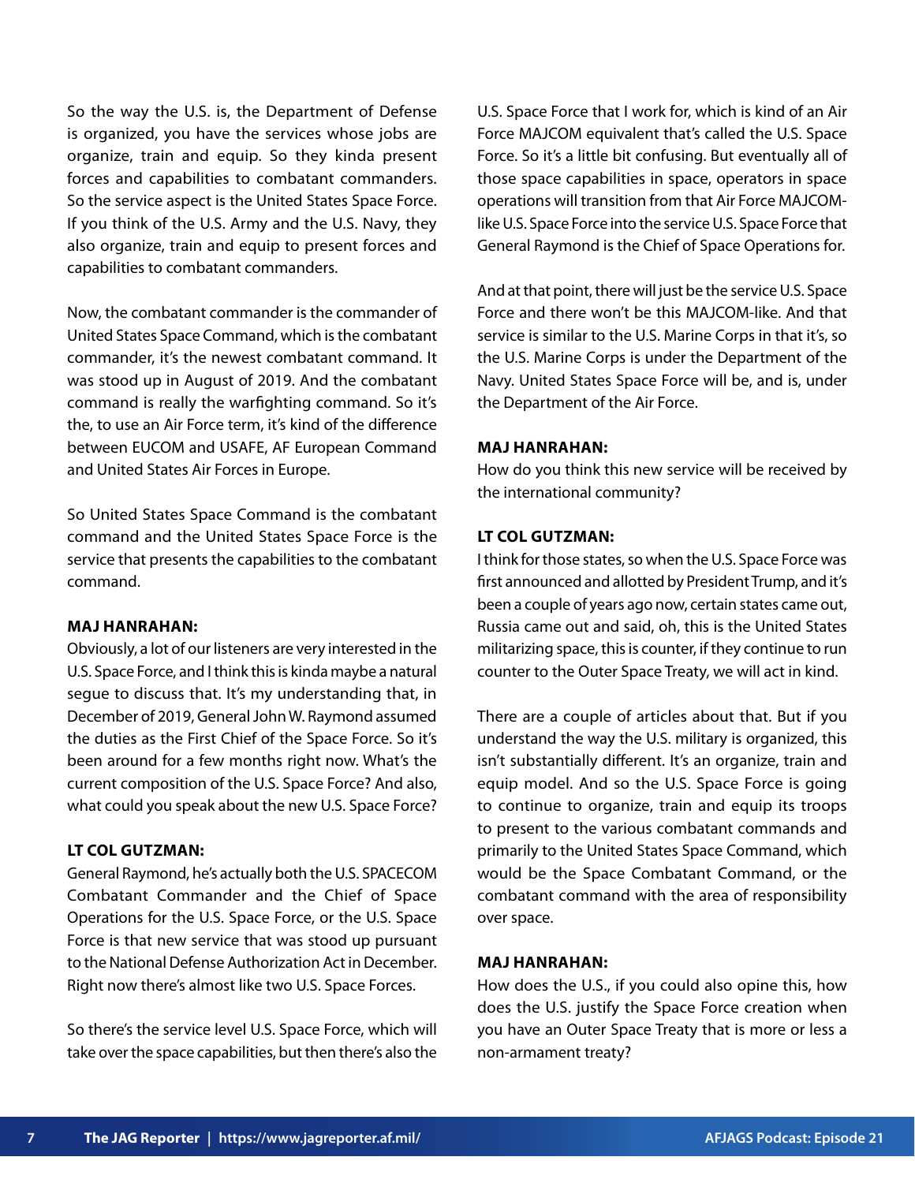So the way the U.S. is, the Department of Defense is organized, you have the services whose jobs are organize, train and equip. So they kinda present forces and capabilities to combatant commanders. So the service aspect is the United States Space Force. If you think of the U.S. Army and the U.S. Navy, they also organize, train and equip to present forces and capabilities to combatant commanders.

Now, the combatant commander is the commander of United States Space Command, which is the combatant commander, it's the newest combatant command. It was stood up in August of 2019. And the combatant command is really the warfighting command. So it's the, to use an Air Force term, it's kind of the difference between EUCOM and USAFE, AF European Command and United States Air Forces in Europe.

So United States Space Command is the combatant command and the United States Space Force is the service that presents the capabilities to the combatant command.

**MAJ HANRAHAN:**
Obviously, a lot of our listeners are very interested in the U.S. Space Force, and I think this is kinda maybe a natural segue to discuss that. It's my understanding that, in December of 2019, General John W. Raymond assumed the duties as the First Chief of the Space Force. So it's been around for a few months right now. What's the current composition of the U.S. Space Force? And also, what could you speak about the new U.S. Space Force?

**LT COL GUTZMAN:**
General Raymond, he's actually both the U.S. SPACECOM Combatant Commander and the Chief of Space Operations for the U.S. Space Force, or the U.S. Space Force is that new service that was stood up pursuant to the National Defense Authorization Act in December. Right now there's almost like two U.S. Space Forces.

So there's the service level U.S. Space Force, which will take over the space capabilities, but then there's also the U.S. Space Force that I work for, which is kind of an Air Force MAJCOM equivalent that's called the U.S. Space Force. So it's a little bit confusing. But eventually all of those space capabilities in space, operators in space operations will transition from that Air Force MAJCOM-like U.S. Space Force into the service U.S. Space Force that General Raymond is the Chief of Space Operations for.

And at that point, there will just be the service U.S. Space Force and there won't be this MAJCOM-like. And that service is similar to the U.S. Marine Corps in that it's, so the U.S. Marine Corps is under the Department of the Navy. United States Space Force will be, and is, under the Department of the Air Force.

**MAJ HANRAHAN:**
How do you think this new service will be received by the international community?

**LT COL GUTZMAN:**
I think for those states, so when the U.S. Space Force was first announced and allotted by President Trump, and it's been a couple of years ago now, certain states came out, Russia came out and said, oh, this is the United States militarizing space, this is counter, if they continue to run counter to the Outer Space Treaty, we will act in kind.

There are a couple of articles about that. But if you understand the way the U.S. military is organized, this isn't substantially different. It's an organize, train and equip model. And so the U.S. Space Force is going to continue to organize, train and equip its troops to present to the various combatant commands and primarily to the United States Space Command, which would be the Space Combatant Command, or the combatant command with the area of responsibility over space.

**MAJ HANRAHAN:**
How does the U.S., if you could also opine this, how does the U.S. justify the Space Force creation when you have an Outer Space Treaty that is more or less a non-armament treaty?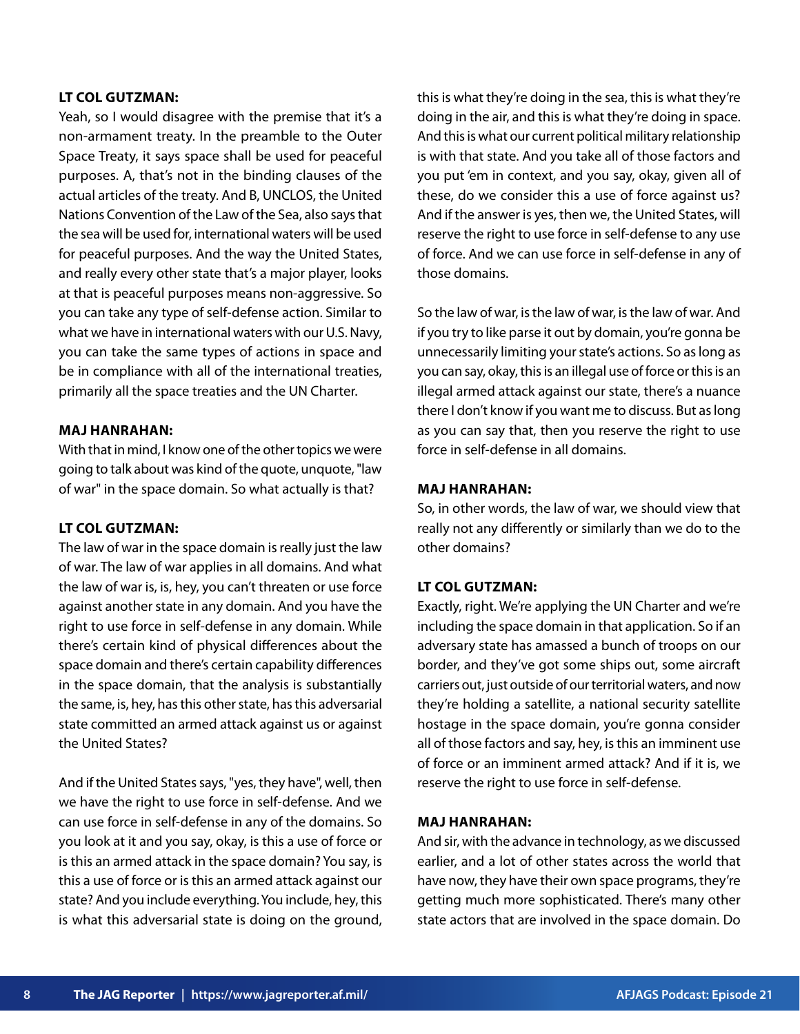**LT COL GUTZMAN:**
Yeah, so I would disagree with the premise that it's a non-armament treaty. In the preamble to the Outer Space Treaty, it says space shall be used for peaceful purposes. A, that's not in the binding clauses of the actual articles of the treaty. And B, UNCLOS, the United Nations Convention of the Law of the Sea, also says that the sea will be used for, international waters will be used for peaceful purposes. And the way the United States, and really every other state that's a major player, looks at that is peaceful purposes means non-aggressive. So you can take any type of self-defense action. Similar to what we have in international waters with our U.S. Navy, you can take the same types of actions in space and be in compliance with all of the international treaties, primarily all the space treaties and the UN Charter.

**MAJ HANRAHAN:**
With that in mind, I know one of the other topics we were going to talk about was kind of the quote, unquote, "law of war" in the space domain. So what actually is that?

**LT COL GUTZMAN:**
The law of war in the space domain is really just the law of war. The law of war applies in all domains. And what the law of war is, is, hey, you can't threaten or use force against another state in any domain. And you have the right to use force in self-defense in any domain. While there's certain kind of physical differences about the space domain and there's certain capability differences in the space domain, that the analysis is substantially the same, is, hey, has this other state, has this adversarial state committed an armed attack against us or against the United States?

And if the United States says, "yes, they have", well, then we have the right to use force in self-defense. And we can use force in self-defense in any of the domains. So you look at it and you say, okay, is this a use of force or is this an armed attack in the space domain? You say, is this a use of force or is this an armed attack against our state? And you include everything. You include, hey, this is what this adversarial state is doing on the ground, this is what they're doing in the sea, this is what they're doing in the air, and this is what they're doing in space. And this is what our current political military relationship is with that state. And you take all of those factors and you put 'em in context, and you say, okay, given all of these, do we consider this a use of force against us? And if the answer is yes, then we, the United States, will reserve the right to use force in self-defense to any use of force. And we can use force in self-defense in any of those domains.

So the law of war, is the law of war, is the law of war. And if you try to like parse it out by domain, you're gonna be unnecessarily limiting your state's actions. So as long as you can say, okay, this is an illegal use of force or this is an illegal armed attack against our state, there's a nuance there I don't know if you want me to discuss. But as long as you can say that, then you reserve the right to use force in self-defense in all domains.

**MAJ HANRAHAN:**
So, in other words, the law of war, we should view that really not any differently or similarly than we do to the other domains?

**LT COL GUTZMAN:**
Exactly, right. We're applying the UN Charter and we're including the space domain in that application. So if an adversary state has amassed a bunch of troops on our border, and they've got some ships out, some aircraft carriers out, just outside of our territorial waters, and now they're holding a satellite, a national security satellite hostage in the space domain, you're gonna consider all of those factors and say, hey, is this an imminent use of force or an imminent armed attack? And if it is, we reserve the right to use force in self-defense.

**MAJ HANRAHAN:**
And sir, with the advance in technology, as we discussed earlier, and a lot of other states across the world that have now, they have their own space programs, they're getting much more sophisticated. There's many other state actors that are involved in the space domain. Do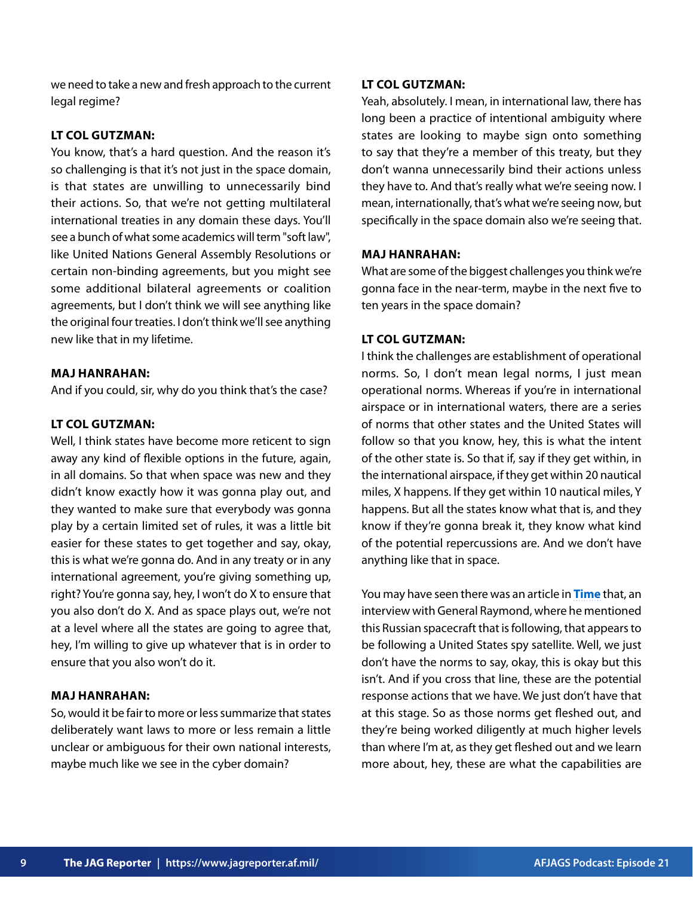we need to take a new and fresh approach to the current legal regime?

**LT COL GUTZMAN:**
You know, that's a hard question. And the reason it's so challenging is that it's not just in the space domain, is that states are unwilling to unnecessarily bind their actions. So, that we're not getting multilateral international treaties in any domain these days. You'll see a bunch of what some academics will term "soft law", like United Nations General Assembly Resolutions or certain non-binding agreements, but you might see some additional bilateral agreements or coalition agreements, but I don't think we will see anything like the original four treaties. I don't think we'll see anything new like that in my lifetime.

**MAJ HANRAHAN:**
And if you could, sir, why do you think that's the case?

**LT COL GUTZMAN:**
Well, I think states have become more reticent to sign away any kind of flexible options in the future, again, in all domains. So that when space was new and they didn't know exactly how it was gonna play out, and they wanted to make sure that everybody was gonna play by a certain limited set of rules, it was a little bit easier for these states to get together and say, okay, this is what we're gonna do. And in any treaty or in any international agreement, you're giving something up, right? You're gonna say, hey, I won't do X to ensure that you also don't do X. And as space plays out, we're not at a level where all the states are going to agree that, hey, I'm willing to give up whatever that is in order to ensure that you also won't do it.

**MAJ HANRAHAN:**
So, would it be fair to more or less summarize that states deliberately want laws to more or less remain a little unclear or ambiguous for their own national interests, maybe much like we see in the cyber domain?

**LT COL GUTZMAN:**
Yeah, absolutely. I mean, in international law, there has long been a practice of intentional ambiguity where states are looking to maybe sign onto something to say that they're a member of this treaty, but they don't wanna unnecessarily bind their actions unless they have to. And that's really what we're seeing now. I mean, internationally, that's what we're seeing now, but specifically in the space domain also we're seeing that.

**MAJ HANRAHAN:**
What are some of the biggest challenges you think we're gonna face in the near-term, maybe in the next five to ten years in the space domain?

**LT COL GUTZMAN:**
I think the challenges are establishment of operational norms. So, I don't mean legal norms, I just mean operational norms. Whereas if you're in international airspace or in international waters, there are a series of norms that other states and the United States will follow so that you know, hey, this is what the intent of the other state is. So that if, say if they get within, in the international airspace, if they get within 20 nautical miles, X happens. If they get within 10 nautical miles, Y happens. But all the states know what that is, and they know if they're gonna break it, they know what kind of the potential repercussions are. And we don't have anything like that in space.

You may have seen there was an article in **Time** that, an interview with General Raymond, where he mentioned this Russian spacecraft that is following, that appears to be following a United States spy satellite. Well, we just don't have the norms to say, okay, this is okay but this isn't. And if you cross that line, these are the potential response actions that we have. We just don't have that at this stage. So as those norms get fleshed out, and they're being worked diligently at much higher levels than where I'm at, as they get fleshed out and we learn more about, hey, these are what the capabilities are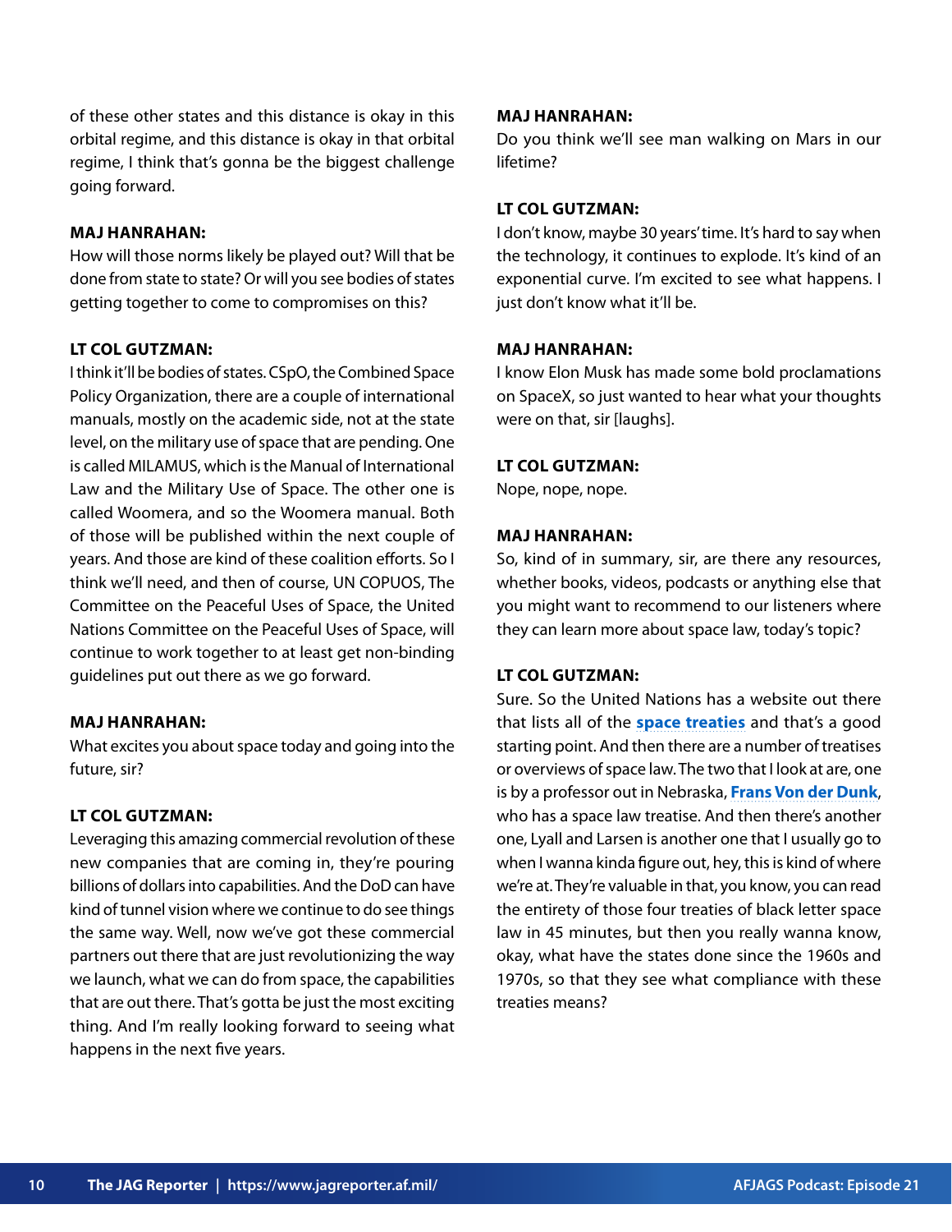of these other states and this distance is okay in this orbital regime, and this distance is okay in that orbital regime, I think that's gonna be the biggest challenge going forward.

**MAJ HANRAHAN:**
How will those norms likely be played out? Will that be done from state to state? Or will you see bodies of states getting together to come to compromises on this?

**LT COL GUTZMAN:**
I think it'll be bodies of states. CSpO, the Combined Space Policy Organization, there are a couple of international manuals, mostly on the academic side, not at the state level, on the military use of space that are pending. One is called MILAMUS, which is the Manual of International Law and the Military Use of Space. The other one is called Woomera, and so the Woomera manual. Both of those will be published within the next couple of years. And those are kind of these coalition efforts. So I think we'll need, and then of course, UN COPUOS, The Committee on the Peaceful Uses of Space, the United Nations Committee on the Peaceful Uses of Space, will continue to work together to at least get non-binding guidelines put out there as we go forward.

**MAJ HANRAHAN:**
What excites you about space today and going into the future, sir?

**LT COL GUTZMAN:**
Leveraging this amazing commercial revolution of these new companies that are coming in, they're pouring billions of dollars into capabilities. And the DoD can have kind of tunnel vision where we continue to do see things the same way. Well, now we've got these commercial partners out there that are just revolutionizing the way we launch, what we can do from space, the capabilities that are out there. That's gotta be just the most exciting thing. And I'm really looking forward to seeing what happens in the next five years.

**MAJ HANRAHAN:**
Do you think we'll see man walking on Mars in our lifetime?

**LT COL GUTZMAN:**
I don't know, maybe 30 years' time. It's hard to say when the technology, it continues to explode. It's kind of an exponential curve. I'm excited to see what happens. I just don't know what it'll be.

**MAJ HANRAHAN:**
I know Elon Musk has made some bold proclamations on SpaceX, so just wanted to hear what your thoughts were on that, sir [laughs].

**LT COL GUTZMAN:**
Nope, nope, nope.

**MAJ HANRAHAN:**
So, kind of in summary, sir, are there any resources, whether books, videos, podcasts or anything else that you might want to recommend to our listeners where they can learn more about space law, today's topic?

**LT COL GUTZMAN:**
Sure. So the United Nations has a website out there that lists all of the **space treaties** and that's a good starting point. And then there are a number of treatises or overviews of space law. The two that I look at are, one is by a professor out in Nebraska, **Frans Von der Dunk**, who has a space law treatise. And then there's another one, Lyall and Larsen is another one that I usually go to when I wanna kinda figure out, hey, this is kind of where we're at. They're valuable in that, you know, you can read the entirety of those four treaties of black letter space law in 45 minutes, but then you really wanna know, okay, what have the states done since the 1960s and 1970s, so that they see what compliance with these treaties means?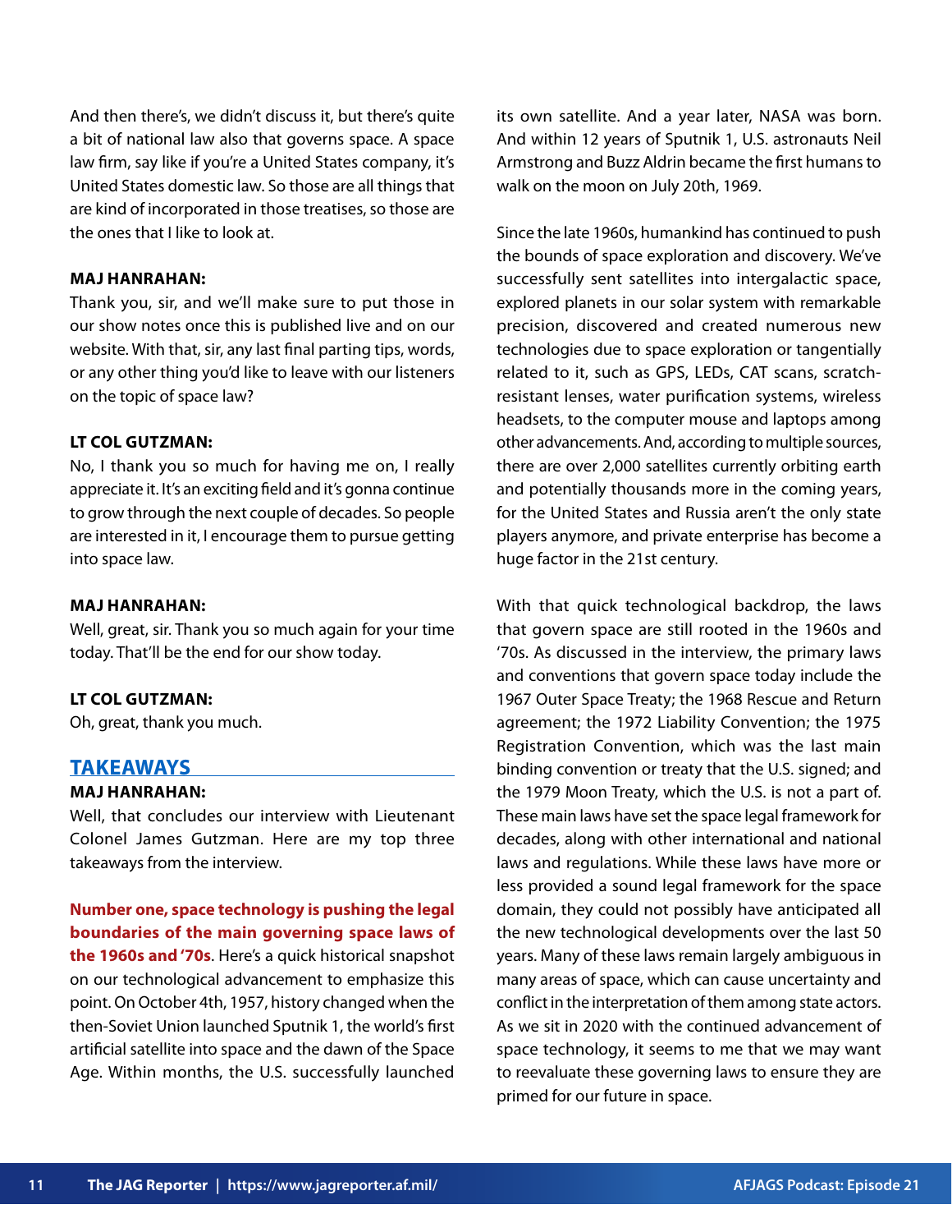And then there's, we didn't discuss it, but there's quite a bit of national law also that governs space. A space law firm, say like if you're a United States company, it's United States domestic law. So those are all things that are kind of incorporated in those treatises, so those are the ones that I like to look at.

**MAJ HANRAHAN:**
Thank you, sir, and we'll make sure to put those in our show notes once this is published live and on our website. With that, sir, any last final parting tips, words, or any other thing you'd like to leave with our listeners on the topic of space law?

**LT COL GUTZMAN:**
No, I thank you so much for having me on, I really appreciate it. It's an exciting field and it's gonna continue to grow through the next couple of decades. So people are interested in it, I encourage them to pursue getting into space law.

**MAJ HANRAHAN:**
Well, great, sir. Thank you so much again for your time today. That'll be the end for our show today.

**LT COL GUTZMAN:**
Oh, great, thank you much.

## TAKEAWAYS

**MAJ HANRAHAN:**
Well, that concludes our interview with Lieutenant Colonel James Gutzman. Here are my top three takeaways from the interview.

**Number one, space technology is pushing the legal boundaries of the main governing space laws of the 1960s and '70s**. Here's a quick historical snapshot on our technological advancement to emphasize this point. On October 4th, 1957, history changed when the then-Soviet Union launched Sputnik 1, the world's first artificial satellite into space and the dawn of the Space Age. Within months, the U.S. successfully launched its own satellite. And a year later, NASA was born. And within 12 years of Sputnik 1, U.S. astronauts Neil Armstrong and Buzz Aldrin became the first humans to walk on the moon on July 20th, 1969.

Since the late 1960s, humankind has continued to push the bounds of space exploration and discovery. We've successfully sent satellites into intergalactic space, explored planets in our solar system with remarkable precision, discovered and created numerous new technologies due to space exploration or tangentially related to it, such as GPS, LEDs, CAT scans, scratch-resistant lenses, water purification systems, wireless headsets, to the computer mouse and laptops among other advancements. And, according to multiple sources, there are over 2,000 satellites currently orbiting earth and potentially thousands more in the coming years, for the United States and Russia aren't the only state players anymore, and private enterprise has become a huge factor in the 21st century.

With that quick technological backdrop, the laws that govern space are still rooted in the 1960s and '70s. As discussed in the interview, the primary laws and conventions that govern space today include the 1967 Outer Space Treaty; the 1968 Rescue and Return agreement; the 1972 Liability Convention; the 1975 Registration Convention, which was the last main binding convention or treaty that the U.S. signed; and the 1979 Moon Treaty, which the U.S. is not a part of. These main laws have set the space legal framework for decades, along with other international and national laws and regulations. While these laws have more or less provided a sound legal framework for the space domain, they could not possibly have anticipated all the new technological developments over the last 50 years. Many of these laws remain largely ambiguous in many areas of space, which can cause uncertainty and conflict in the interpretation of them among state actors. As we sit in 2020 with the continued advancement of space technology, it seems to me that we may want to reevaluate these governing laws to ensure they are primed for our future in space.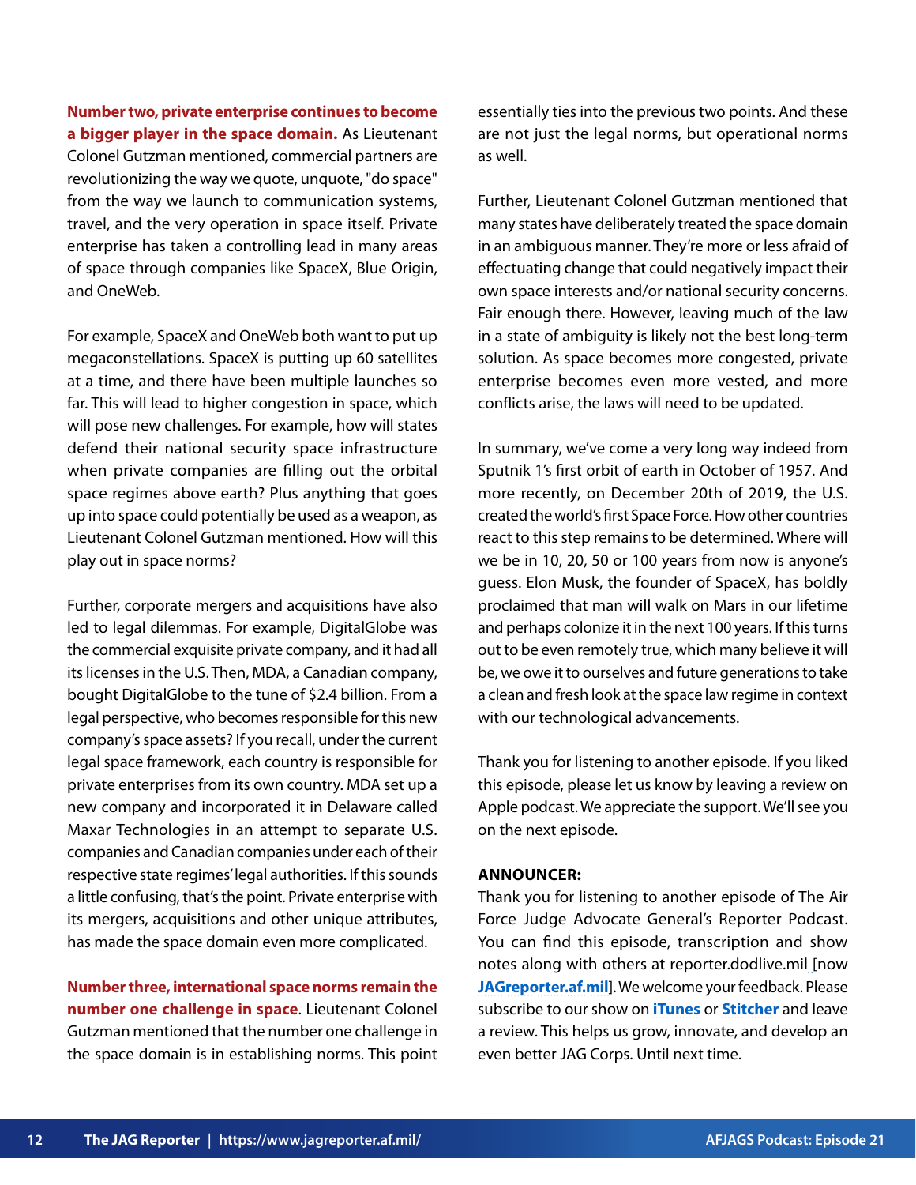**Number two, private enterprise continues to become a bigger player in the space domain.** As Lieutenant Colonel Gutzman mentioned, commercial partners are revolutionizing the way we quote, unquote, "do space" from the way we launch to communication systems, travel, and the very operation in space itself. Private enterprise has taken a controlling lead in many areas of space through companies like SpaceX, Blue Origin, and OneWeb.

For example, SpaceX and OneWeb both want to put up megaconstellations. SpaceX is putting up 60 satellites at a time, and there have been multiple launches so far. This will lead to higher congestion in space, which will pose new challenges. For example, how will states defend their national security space infrastructure when private companies are filling out the orbital space regimes above earth? Plus anything that goes up into space could potentially be used as a weapon, as Lieutenant Colonel Gutzman mentioned. How will this play out in space norms?

Further, corporate mergers and acquisitions have also led to legal dilemmas. For example, DigitalGlobe was the commercial exquisite private company, and it had all its licenses in the U.S. Then, MDA, a Canadian company, bought DigitalGlobe to the tune of $2.4 billion. From a legal perspective, who becomes responsible for this new company's space assets? If you recall, under the current legal space framework, each country is responsible for private enterprises from its own country. MDA set up a new company and incorporated it in Delaware called Maxar Technologies in an attempt to separate U.S. companies and Canadian companies under each of their respective state regimes' legal authorities. If this sounds a little confusing, that's the point. Private enterprise with its mergers, acquisitions and other unique attributes, has made the space domain even more complicated.

**Number three, international space norms remain the number one challenge in space**. Lieutenant Colonel Gutzman mentioned that the number one challenge in the space domain is in establishing norms. This point essentially ties into the previous two points. And these are not just the legal norms, but operational norms as well.

Further, Lieutenant Colonel Gutzman mentioned that many states have deliberately treated the space domain in an ambiguous manner. They're more or less afraid of effectuating change that could negatively impact their own space interests and/or national security concerns. Fair enough there. However, leaving much of the law in a state of ambiguity is likely not the best long-term solution. As space becomes more congested, private enterprise becomes even more vested, and more conflicts arise, the laws will need to be updated.

In summary, we've come a very long way indeed from Sputnik 1's first orbit of earth in October of 1957. And more recently, on December 20th of 2019, the U.S. created the world's first Space Force. How other countries react to this step remains to be determined. Where will we be in 10, 20, 50 or 100 years from now is anyone's guess. Elon Musk, the founder of SpaceX, has boldly proclaimed that man will walk on Mars in our lifetime and perhaps colonize it in the next 100 years. If this turns out to be even remotely true, which many believe it will be, we owe it to ourselves and future generations to take a clean and fresh look at the space law regime in context with our technological advancements.

Thank you for listening to another episode. If you liked this episode, please let us know by leaving a review on Apple podcast. We appreciate the support. We'll see you on the next episode.

**ANNOUNCER:**
Thank you for listening to another episode of The Air Force Judge Advocate General's Reporter Podcast. You can find this episode, transcription and show notes along with others at reporter.dodlive.mil [now **JAGreporter.af.mil**]. We welcome your feedback. Please subscribe to our show on **iTunes** or **Stitcher** and leave a review. This helps us grow, innovate, and develop an even better JAG Corps. Until next time.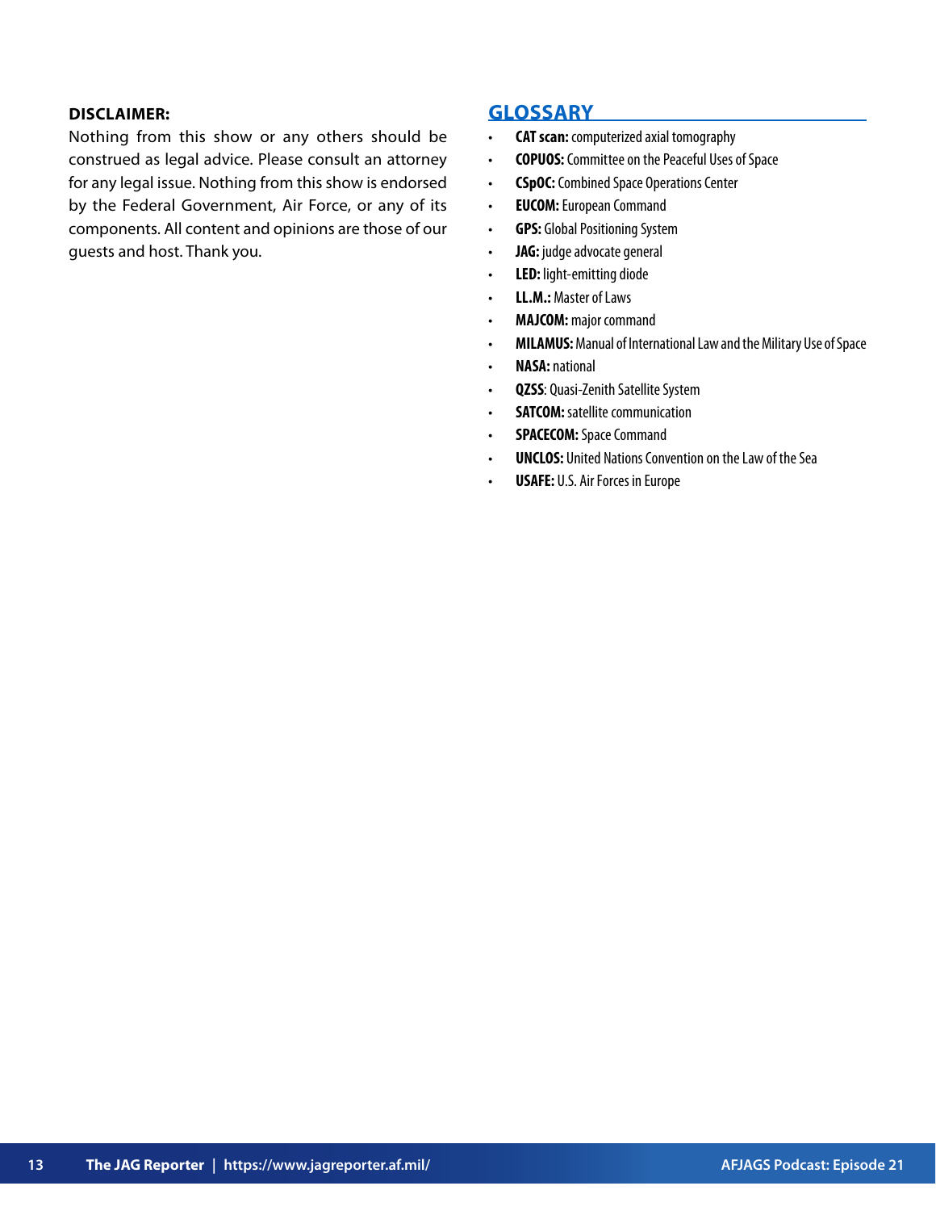**DISCLAIMER:**

Nothing from this show or any others should be construed as legal advice. Please consult an attorney for any legal issue. Nothing from this show is endorsed by the Federal Government, Air Force, or any of its components. All content and opinions are those of our guests and host. Thank you.

## GLOSSARY

- **CAT scan:** computerized axial tomography
- **COPUOS:** Committee on the Peaceful Uses of Space
- **CSpOC:** Combined Space Operations Center
- **EUCOM:** European Command
- **GPS:** Global Positioning System
- **JAG:** judge advocate general
- **LED:** light-emitting diode
- **LL.M.:** Master of Laws
- **MAJCOM:** major command
- **MILAMUS:** Manual of International Law and the Military Use of Space
- **NASA:** national
- **QZSS**: Quasi-Zenith Satellite System
- **SATCOM:** satellite communication
- **SPACECOM:** Space Command
- **UNCLOS:** United Nations Convention on the Law of the Sea
- **USAFE:** U.S. Air Forces in Europe